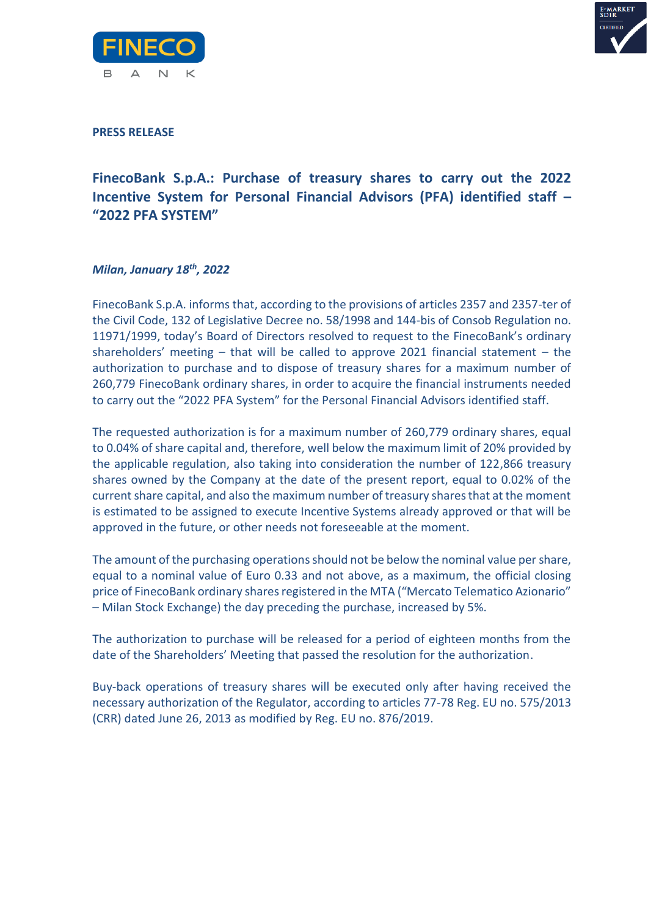**PRESS RELEASE**

# FinecoBank S.p.A.: Purchase of treasury shares to carry out the 2022 Incentive System for Personal Financial Advisors (PFA) identified staff – "2022 PFA SYSTEM"

***Milan, January 18th, 2022***

FinecoBank S.p.A. informs that, according to the provisions of articles 2357 and 2357-ter of the Civil Code, 132 of Legislative Decree no. 58/1998 and 144-bis of Consob Regulation no. 11971/1999, today's Board of Directors resolved to request to the FinecoBank's ordinary shareholders' meeting – that will be called to approve 2021 financial statement – the authorization to purchase and to dispose of treasury shares for a maximum number of 260,779 FinecoBank ordinary shares, in order to acquire the financial instruments needed to carry out the "2022 PFA System" for the Personal Financial Advisors identified staff.

The requested authorization is for a maximum number of 260,779 ordinary shares, equal to 0.04% of share capital and, therefore, well below the maximum limit of 20% provided by the applicable regulation, also taking into consideration the number of 122,866 treasury shares owned by the Company at the date of the present report, equal to 0.02% of the current share capital, and also the maximum number of treasury shares that at the moment is estimated to be assigned to execute Incentive Systems already approved or that will be approved in the future, or other needs not foreseeable at the moment.

The amount of the purchasing operations should not be below the nominal value per share, equal to a nominal value of Euro 0.33 and not above, as a maximum, the official closing price of FinecoBank ordinary shares registered in the MTA ("Mercato Telematico Azionario" – Milan Stock Exchange) the day preceding the purchase, increased by 5%.

The authorization to purchase will be released for a period of eighteen months from the date of the Shareholders' Meeting that passed the resolution for the authorization.

Buy-back operations of treasury shares will be executed only after having received the necessary authorization of the Regulator, according to articles 77-78 Reg. EU no. 575/2013 (CRR) dated June 26, 2013 as modified by Reg. EU no. 876/2019.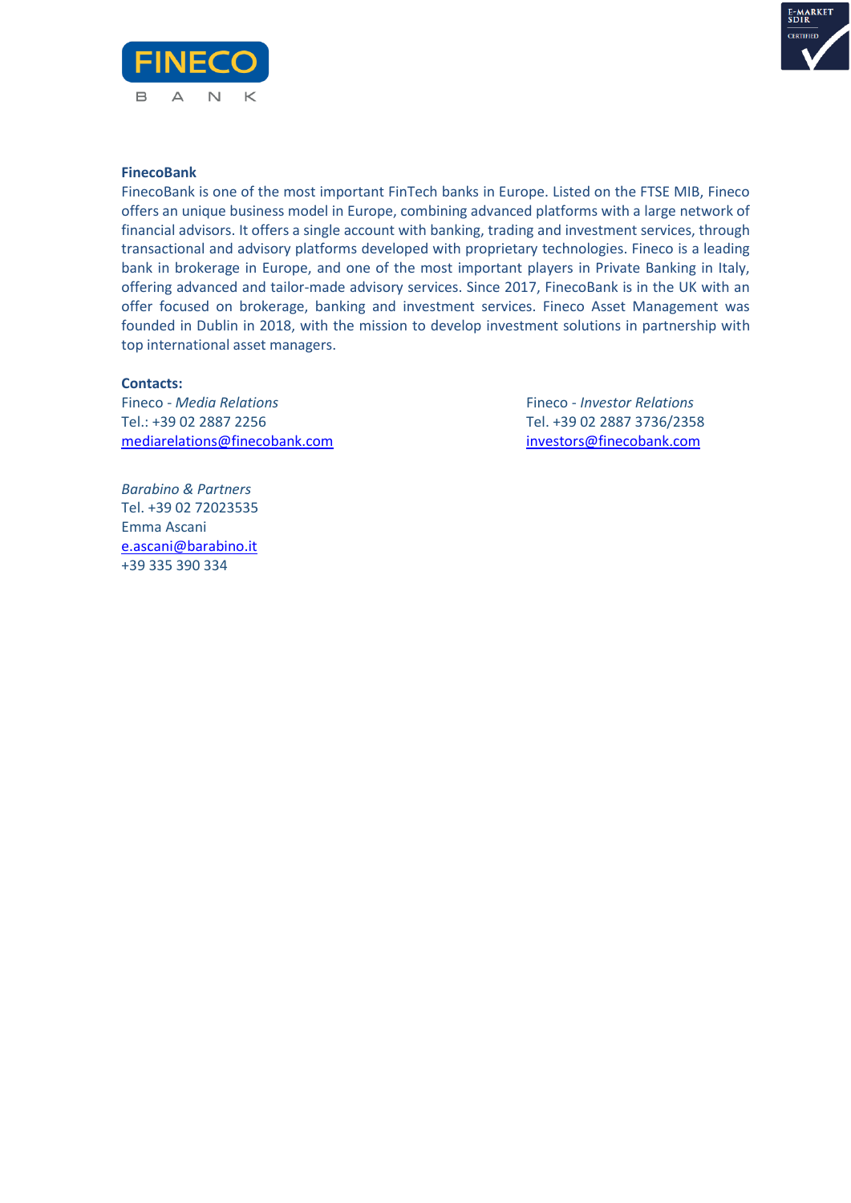**FinecoBank**

FinecoBank is one of the most important FinTech banks in Europe. Listed on the FTSE MIB, Fineco offers an unique business model in Europe, combining advanced platforms with a large network of financial advisors. It offers a single account with banking, trading and investment services, through transactional and advisory platforms developed with proprietary technologies. Fineco is a leading bank in brokerage in Europe, and one of the most important players in Private Banking in Italy, offering advanced and tailor-made advisory services. Since 2017, FinecoBank is in the UK with an offer focused on brokerage, banking and investment services. Fineco Asset Management was founded in Dublin in 2018, with the mission to develop investment solutions in partnership with top international asset managers.

**Contacts:**

Fineco - *Media Relations*
Tel.: +39 02 2887 2256
mediarelations@finecobank.com

Fineco - *Investor Relations*
Tel. +39 02 2887 3736/2358
investors@finecobank.com

*Barabino & Partners*
Tel. +39 02 72023535
Emma Ascani
e.ascani@barabino.it
+39 335 390 334